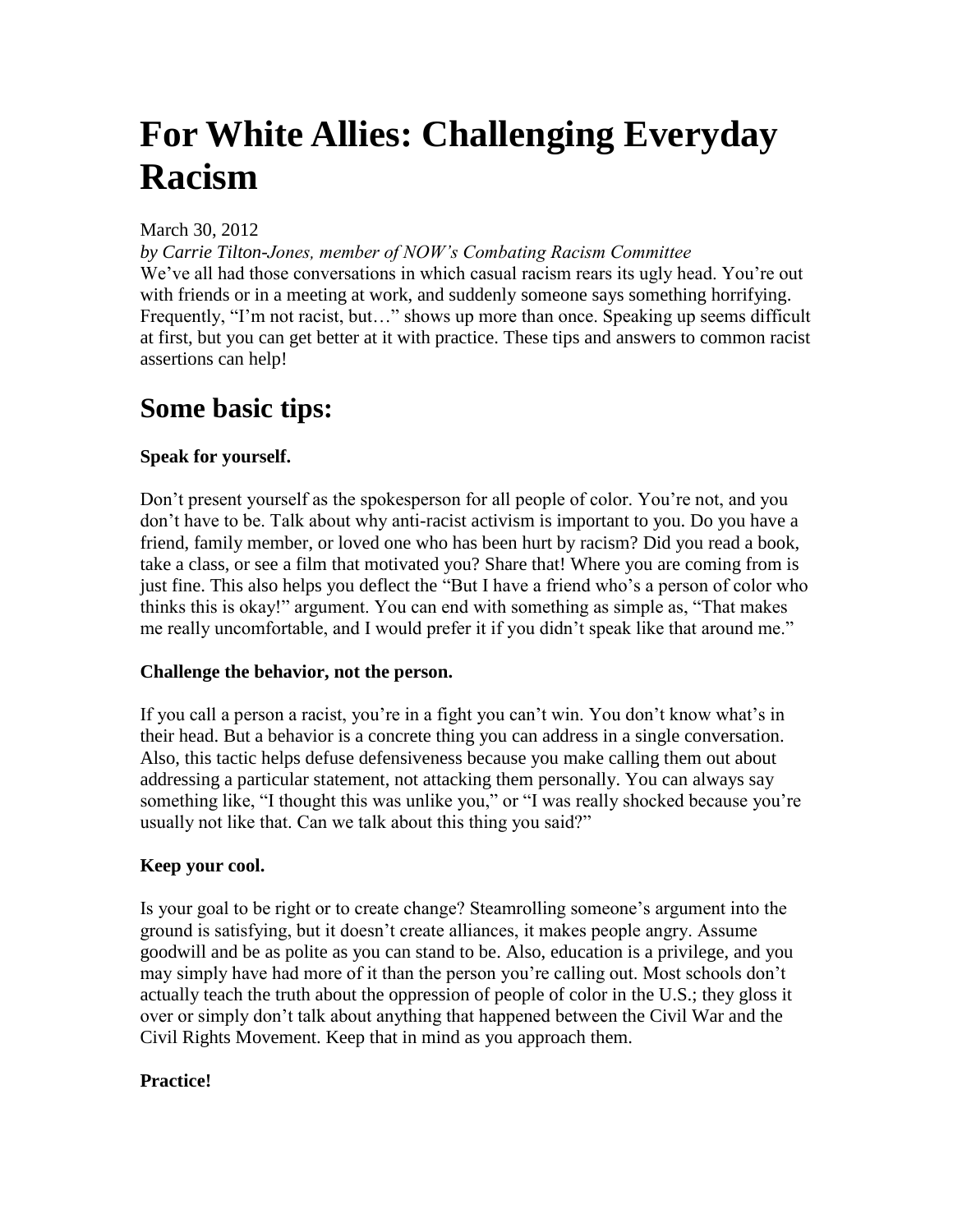# For White Allies: Challenging Everyday Racism

March 30, 2012

*by Carrie Tilton-Jones, member of NOW's Combating Racism Committee*

We've all had those conversations in which casual racism rears its ugly head. You're out with friends or in a meeting at work, and suddenly someone says something horrifying. Frequently, "I'm not racist, but…" shows up more than once. Speaking up seems difficult at first, but you can get better at it with practice. These tips and answers to common racist assertions can help!

## Some basic tips:

**Speak for yourself.**

Don't present yourself as the spokesperson for all people of color. You're not, and you don't have to be. Talk about why anti-racist activism is important to you. Do you have a friend, family member, or loved one who has been hurt by racism? Did you read a book, take a class, or see a film that motivated you? Share that! Where you are coming from is just fine. This also helps you deflect the "But I have a friend who's a person of color who thinks this is okay!" argument. You can end with something as simple as, "That makes me really uncomfortable, and I would prefer it if you didn't speak like that around me."

**Challenge the behavior, not the person.**

If you call a person a racist, you're in a fight you can't win. You don't know what's in their head. But a behavior is a concrete thing you can address in a single conversation. Also, this tactic helps defuse defensiveness because you make calling them out about addressing a particular statement, not attacking them personally. You can always say something like, "I thought this was unlike you," or "I was really shocked because you're usually not like that. Can we talk about this thing you said?"

**Keep your cool.**

Is your goal to be right or to create change? Steamrolling someone's argument into the ground is satisfying, but it doesn't create alliances, it makes people angry. Assume goodwill and be as polite as you can stand to be. Also, education is a privilege, and you may simply have had more of it than the person you're calling out. Most schools don't actually teach the truth about the oppression of people of color in the U.S.; they gloss it over or simply don't talk about anything that happened between the Civil War and the Civil Rights Movement. Keep that in mind as you approach them.

**Practice!**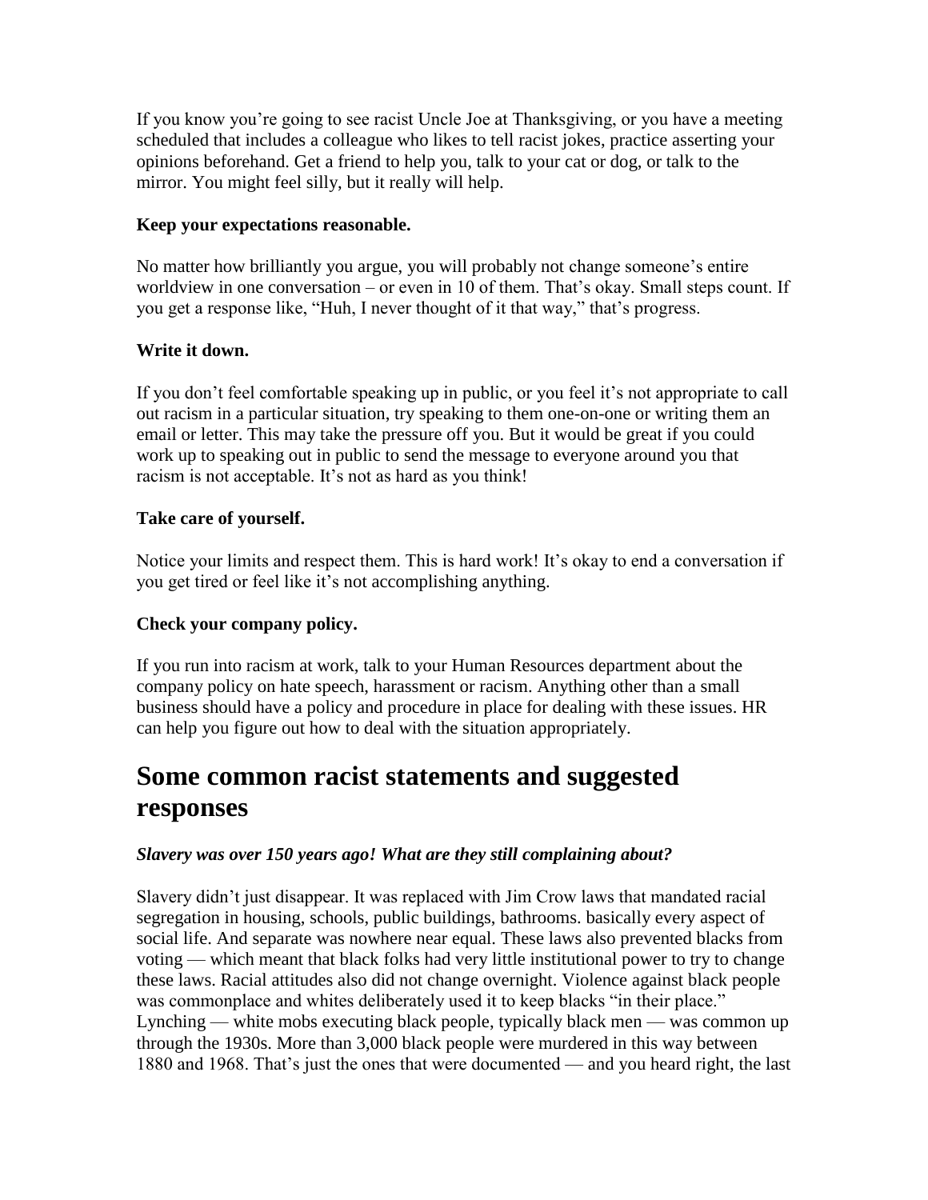If you know you're going to see racist Uncle Joe at Thanksgiving, or you have a meeting scheduled that includes a colleague who likes to tell racist jokes, practice asserting your opinions beforehand. Get a friend to help you, talk to your cat or dog, or talk to the mirror. You might feel silly, but it really will help.

**Keep your expectations reasonable.**

No matter how brilliantly you argue, you will probably not change someone's entire worldview in one conversation – or even in 10 of them. That's okay. Small steps count. If you get a response like, "Huh, I never thought of it that way," that's progress.

**Write it down.**

If you don't feel comfortable speaking up in public, or you feel it's not appropriate to call out racism in a particular situation, try speaking to them one-on-one or writing them an email or letter. This may take the pressure off you. But it would be great if you could work up to speaking out in public to send the message to everyone around you that racism is not acceptable. It's not as hard as you think!

**Take care of yourself.**

Notice your limits and respect them. This is hard work! It's okay to end a conversation if you get tired or feel like it's not accomplishing anything.

**Check your company policy.**

If you run into racism at work, talk to your Human Resources department about the company policy on hate speech, harassment or racism. Anything other than a small business should have a policy and procedure in place for dealing with these issues. HR can help you figure out how to deal with the situation appropriately.

# Some common racist statements and suggested responses

***Slavery was over 150 years ago! What are they still complaining about?***

Slavery didn't just disappear. It was replaced with Jim Crow laws that mandated racial segregation in housing, schools, public buildings, bathrooms. basically every aspect of social life. And separate was nowhere near equal. These laws also prevented blacks from voting — which meant that black folks had very little institutional power to try to change these laws. Racial attitudes also did not change overnight. Violence against black people was commonplace and whites deliberately used it to keep blacks "in their place." Lynching — white mobs executing black people, typically black men — was common up through the 1930s. More than 3,000 black people were murdered in this way between 1880 and 1968. That's just the ones that were documented — and you heard right, the last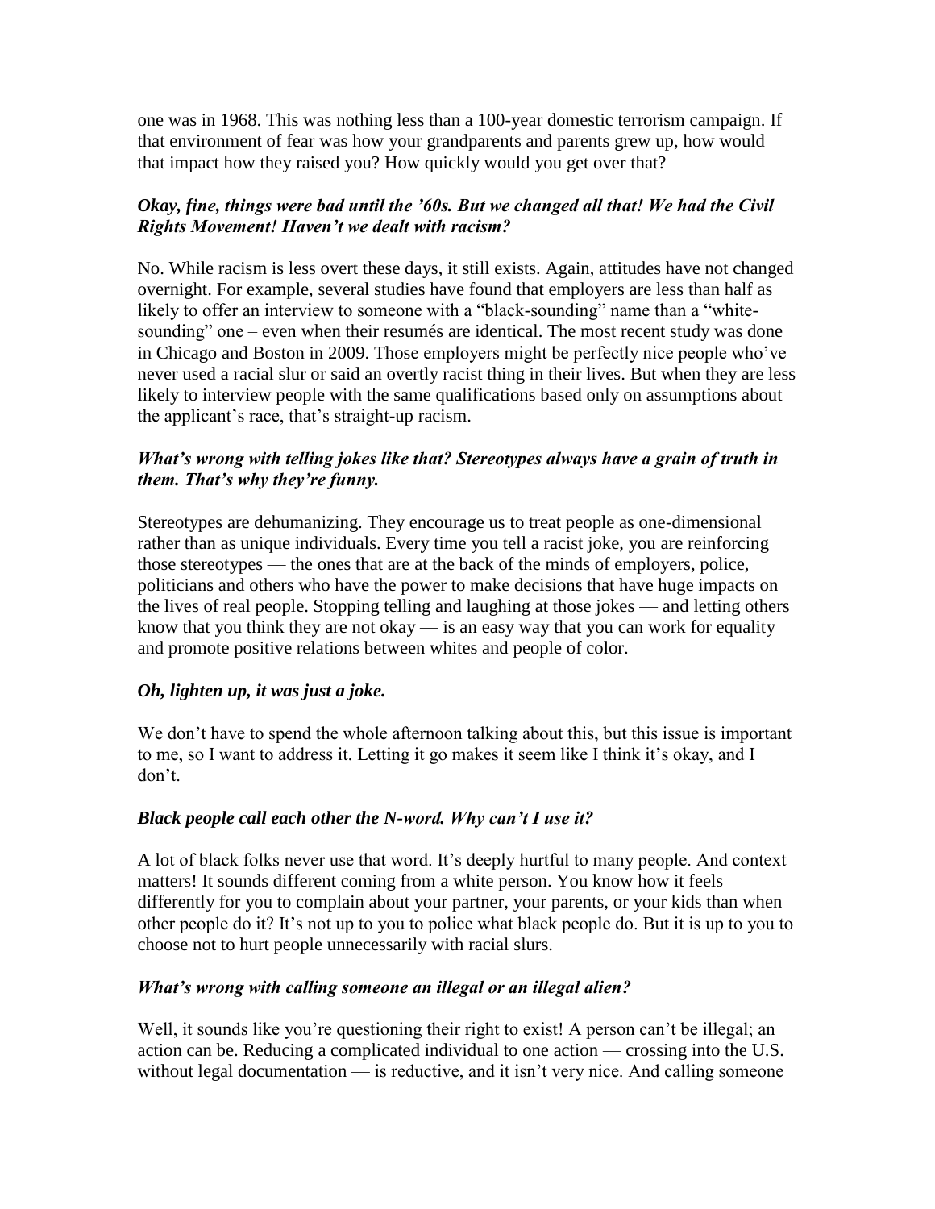one was in 1968. This was nothing less than a 100-year domestic terrorism campaign. If that environment of fear was how your grandparents and parents grew up, how would that impact how they raised you? How quickly would you get over that?

***Okay, fine, things were bad until the '60s. But we changed all that! We had the Civil Rights Movement! Haven't we dealt with racism?***

No. While racism is less overt these days, it still exists. Again, attitudes have not changed overnight. For example, several studies have found that employers are less than half as likely to offer an interview to someone with a "black-sounding" name than a "white-sounding" one – even when their resumés are identical. The most recent study was done in Chicago and Boston in 2009. Those employers might be perfectly nice people who've never used a racial slur or said an overtly racist thing in their lives. But when they are less likely to interview people with the same qualifications based only on assumptions about the applicant's race, that's straight-up racism.

***What's wrong with telling jokes like that? Stereotypes always have a grain of truth in them. That's why they're funny.***

Stereotypes are dehumanizing. They encourage us to treat people as one-dimensional rather than as unique individuals. Every time you tell a racist joke, you are reinforcing those stereotypes — the ones that are at the back of the minds of employers, police, politicians and others who have the power to make decisions that have huge impacts on the lives of real people. Stopping telling and laughing at those jokes — and letting others know that you think they are not okay — is an easy way that you can work for equality and promote positive relations between whites and people of color.

***Oh, lighten up, it was just a joke.***

We don't have to spend the whole afternoon talking about this, but this issue is important to me, so I want to address it. Letting it go makes it seem like I think it's okay, and I don't.

***Black people call each other the N-word. Why can't I use it?***

A lot of black folks never use that word. It's deeply hurtful to many people. And context matters! It sounds different coming from a white person. You know how it feels differently for you to complain about your partner, your parents, or your kids than when other people do it? It's not up to you to police what black people do. But it is up to you to choose not to hurt people unnecessarily with racial slurs.

***What's wrong with calling someone an illegal or an illegal alien?***

Well, it sounds like you're questioning their right to exist! A person can't be illegal; an action can be. Reducing a complicated individual to one action — crossing into the U.S. without legal documentation — is reductive, and it isn't very nice. And calling someone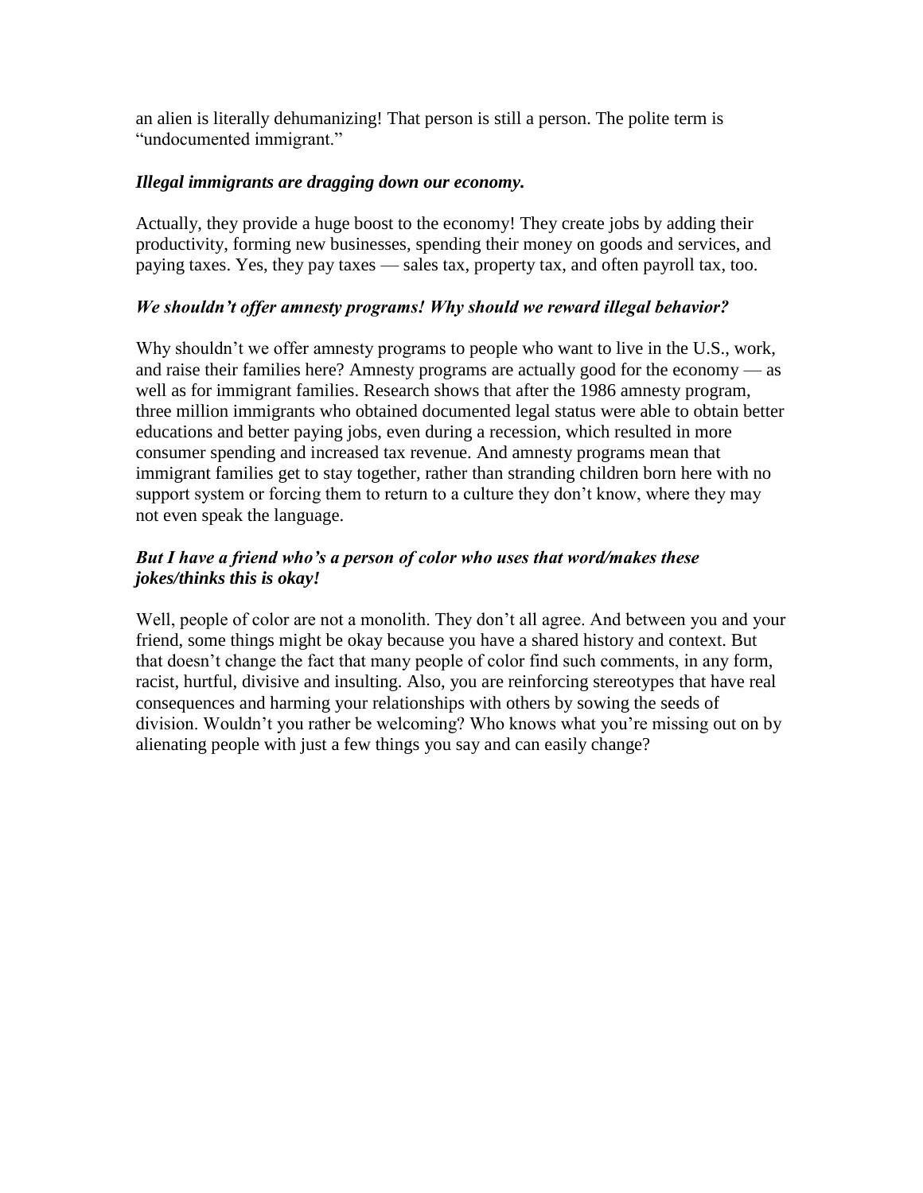an alien is literally dehumanizing! That person is still a person. The polite term is "undocumented immigrant."

***Illegal immigrants are dragging down our economy.***

Actually, they provide a huge boost to the economy! They create jobs by adding their productivity, forming new businesses, spending their money on goods and services, and paying taxes. Yes, they pay taxes — sales tax, property tax, and often payroll tax, too.

***We shouldn't offer amnesty programs! Why should we reward illegal behavior?***

Why shouldn't we offer amnesty programs to people who want to live in the U.S., work, and raise their families here? Amnesty programs are actually good for the economy — as well as for immigrant families. Research shows that after the 1986 amnesty program, three million immigrants who obtained documented legal status were able to obtain better educations and better paying jobs, even during a recession, which resulted in more consumer spending and increased tax revenue. And amnesty programs mean that immigrant families get to stay together, rather than stranding children born here with no support system or forcing them to return to a culture they don't know, where they may not even speak the language.

***But I have a friend who's a person of color who uses that word/makes these jokes/thinks this is okay!***

Well, people of color are not a monolith. They don't all agree. And between you and your friend, some things might be okay because you have a shared history and context. But that doesn't change the fact that many people of color find such comments, in any form, racist, hurtful, divisive and insulting. Also, you are reinforcing stereotypes that have real consequences and harming your relationships with others by sowing the seeds of division. Wouldn't you rather be welcoming? Who knows what you're missing out on by alienating people with just a few things you say and can easily change?